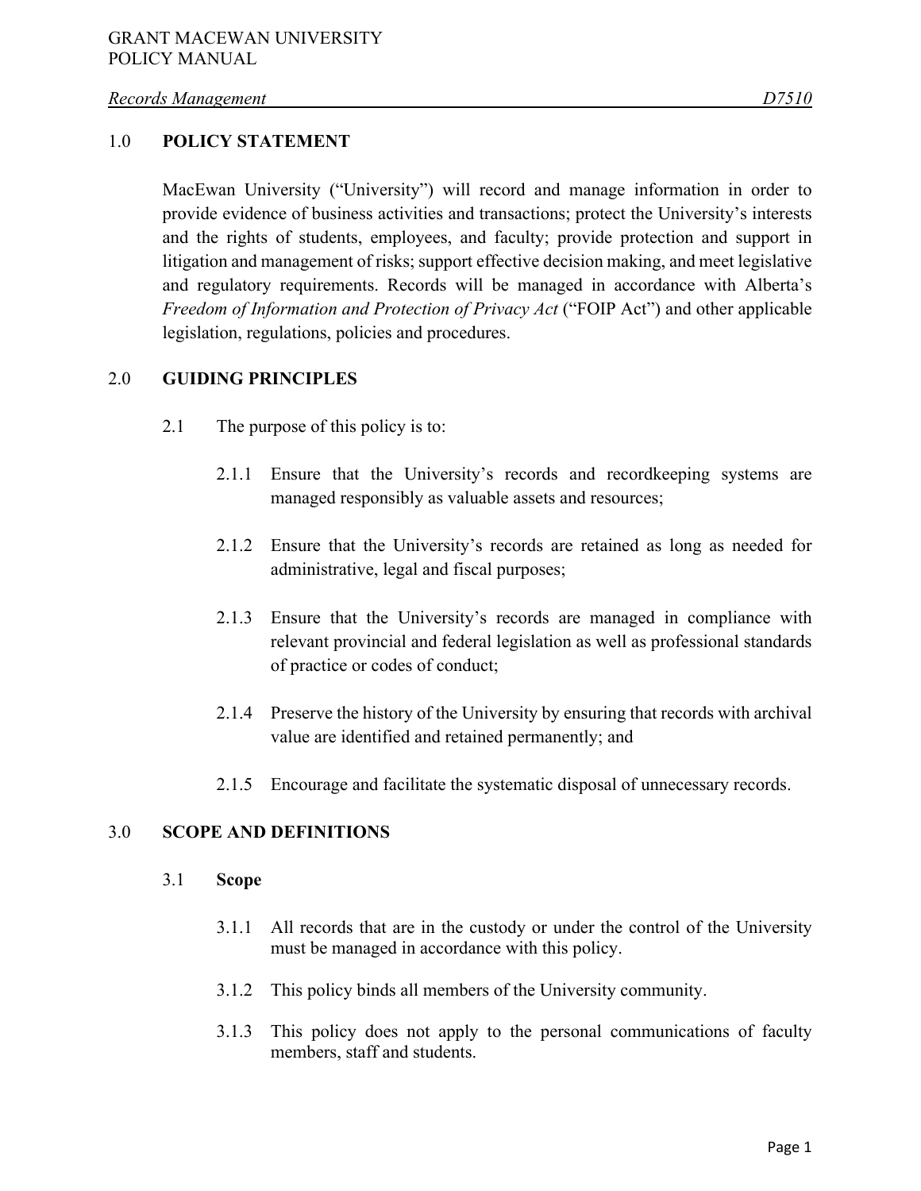GRANT MACEWAN UNIVERSITY
POLICY MANUAL

*Records Management* *D7510*

## 1.0 POLICY STATEMENT

MacEwan University ("University") will record and manage information in order to provide evidence of business activities and transactions; protect the University's interests and the rights of students, employees, and faculty; provide protection and support in litigation and management of risks; support effective decision making, and meet legislative and regulatory requirements. Records will be managed in accordance with Alberta's *Freedom of Information and Protection of Privacy Act* ("FOIP Act") and other applicable legislation, regulations, policies and procedures.

## 2.0 GUIDING PRINCIPLES

2.1 The purpose of this policy is to:

2.1.1 Ensure that the University's records and recordkeeping systems are managed responsibly as valuable assets and resources;

2.1.2 Ensure that the University's records are retained as long as needed for administrative, legal and fiscal purposes;

2.1.3 Ensure that the University's records are managed in compliance with relevant provincial and federal legislation as well as professional standards of practice or codes of conduct;

2.1.4 Preserve the history of the University by ensuring that records with archival value are identified and retained permanently; and

2.1.5 Encourage and facilitate the systematic disposal of unnecessary records.

## 3.0 SCOPE AND DEFINITIONS

### 3.1 Scope

3.1.1 All records that are in the custody or under the control of the University must be managed in accordance with this policy.

3.1.2 This policy binds all members of the University community.

3.1.3 This policy does not apply to the personal communications of faculty members, staff and students.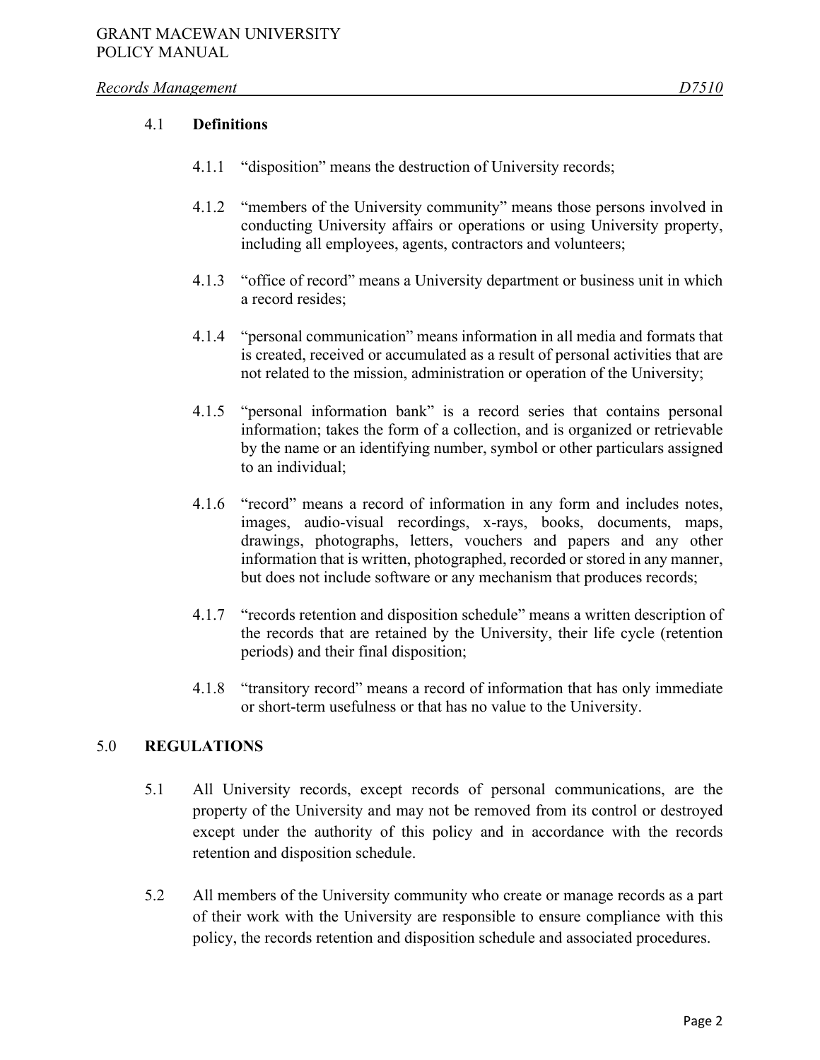### 4.1 Definitions

4.1.1 "disposition" means the destruction of University records;

4.1.2 "members of the University community" means those persons involved in conducting University affairs or operations or using University property, including all employees, agents, contractors and volunteers;

4.1.3 "office of record" means a University department or business unit in which a record resides;

4.1.4 "personal communication" means information in all media and formats that is created, received or accumulated as a result of personal activities that are not related to the mission, administration or operation of the University;

4.1.5 "personal information bank" is a record series that contains personal information; takes the form of a collection, and is organized or retrievable by the name or an identifying number, symbol or other particulars assigned to an individual;

4.1.6 "record" means a record of information in any form and includes notes, images, audio-visual recordings, x-rays, books, documents, maps, drawings, photographs, letters, vouchers and papers and any other information that is written, photographed, recorded or stored in any manner, but does not include software or any mechanism that produces records;

4.1.7 "records retention and disposition schedule" means a written description of the records that are retained by the University, their life cycle (retention periods) and their final disposition;

4.1.8 "transitory record" means a record of information that has only immediate or short-term usefulness or that has no value to the University.

## 5.0 REGULATIONS

5.1 All University records, except records of personal communications, are the property of the University and may not be removed from its control or destroyed except under the authority of this policy and in accordance with the records retention and disposition schedule.

5.2 All members of the University community who create or manage records as a part of their work with the University are responsible to ensure compliance with this policy, the records retention and disposition schedule and associated procedures.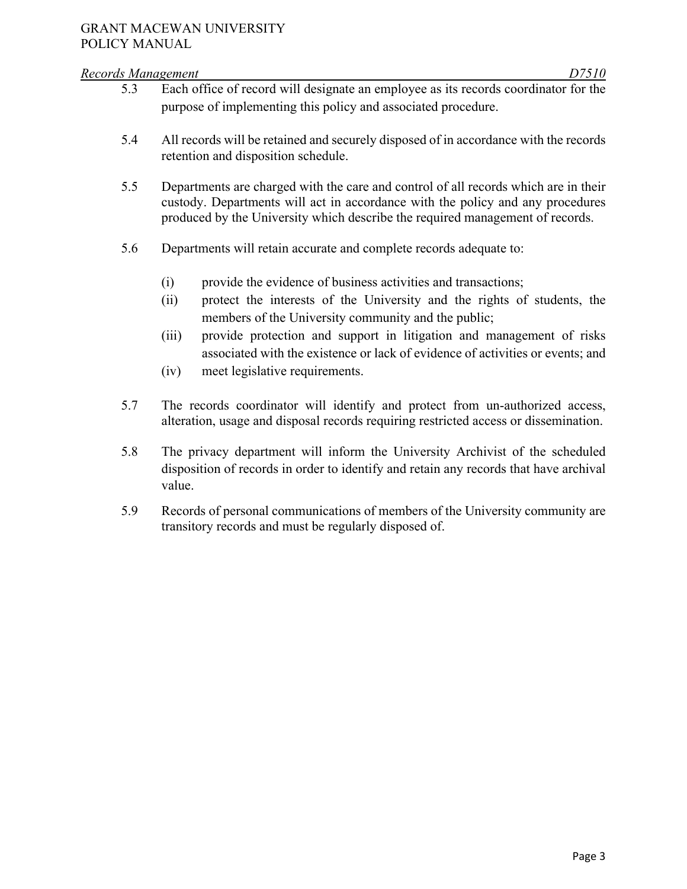5.3 Each office of record will designate an employee as its records coordinator for the purpose of implementing this policy and associated procedure.

5.4 All records will be retained and securely disposed of in accordance with the records retention and disposition schedule.

5.5 Departments are charged with the care and control of all records which are in their custody. Departments will act in accordance with the policy and any procedures produced by the University which describe the required management of records.

5.6 Departments will retain accurate and complete records adequate to:

   (i) provide the evidence of business activities and transactions;
   (ii) protect the interests of the University and the rights of students, the members of the University community and the public;
   (iii) provide protection and support in litigation and management of risks associated with the existence or lack of evidence of activities or events; and
   (iv) meet legislative requirements.

5.7 The records coordinator will identify and protect from un-authorized access, alteration, usage and disposal records requiring restricted access or dissemination.

5.8 The privacy department will inform the University Archivist of the scheduled disposition of records in order to identify and retain any records that have archival value.

5.9 Records of personal communications of members of the University community are transitory records and must be regularly disposed of.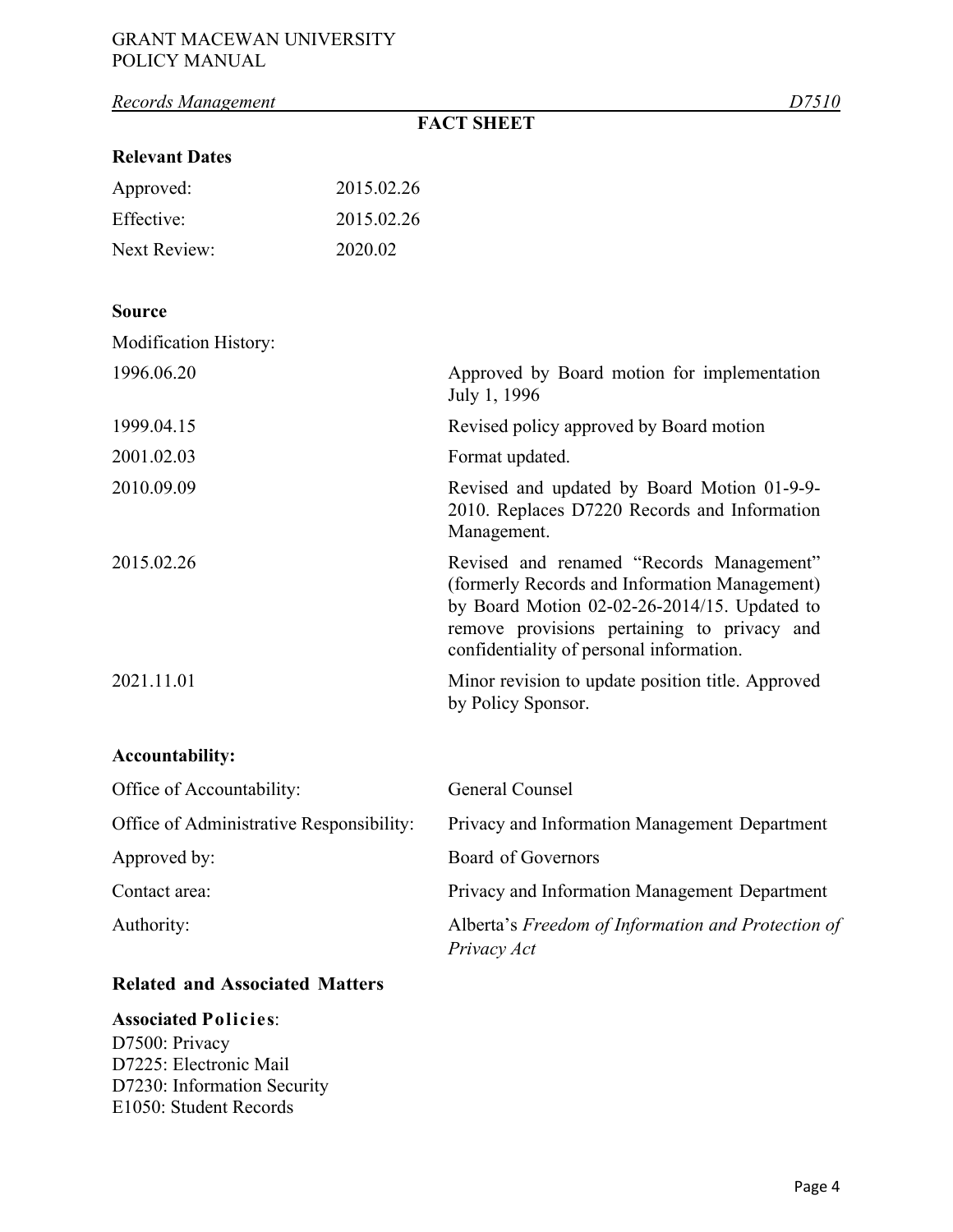Records Management D7510

## FACT SHEET

### Relevant Dates

| | |
|---|---|
| Approved: | 2015.02.26 |
| Effective: | 2015.02.26 |
| Next Review: | 2020.02 |

### Source

Modification History:

| | |
|---|---|
| 1996.06.20 | Approved by Board motion for implementation July 1, 1996 |
| 1999.04.15 | Revised policy approved by Board motion |
| 2001.02.03 | Format updated. |
| 2010.09.09 | Revised and updated by Board Motion 01-9-9-2010. Replaces D7220 Records and Information Management. |
| 2015.02.26 | Revised and renamed "Records Management" (formerly Records and Information Management) by Board Motion 02-02-26-2014/15. Updated to remove provisions pertaining to privacy and confidentiality of personal information. |
| 2021.11.01 | Minor revision to update position title. Approved by Policy Sponsor. |

### Accountability:

| | |
|---|---|
| Office of Accountability: | General Counsel |
| Office of Administrative Responsibility: | Privacy and Information Management Department |
| Approved by: | Board of Governors |
| Contact area: | Privacy and Information Management Department |
| Authority: | Alberta's *Freedom of Information and Protection of Privacy Act* |

### Related and Associated Matters

**Associated Policies**:
D7500: Privacy
D7225: Electronic Mail
D7230: Information Security
E1050: Student Records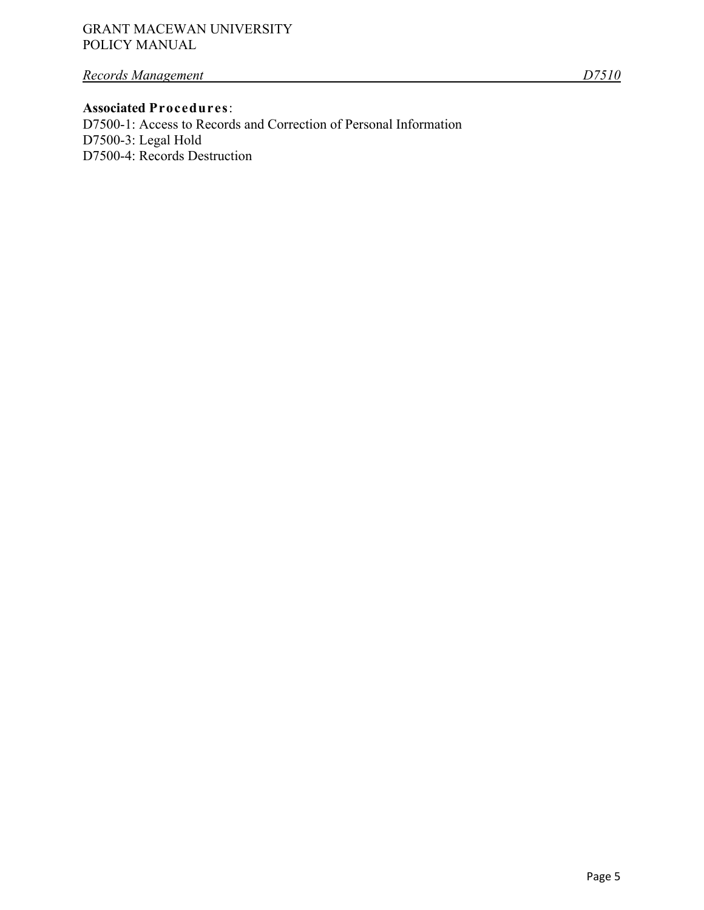**Associated Procedures**:

D7500-1: Access to Records and Correction of Personal Information
D7500-3: Legal Hold
D7500-4: Records Destruction